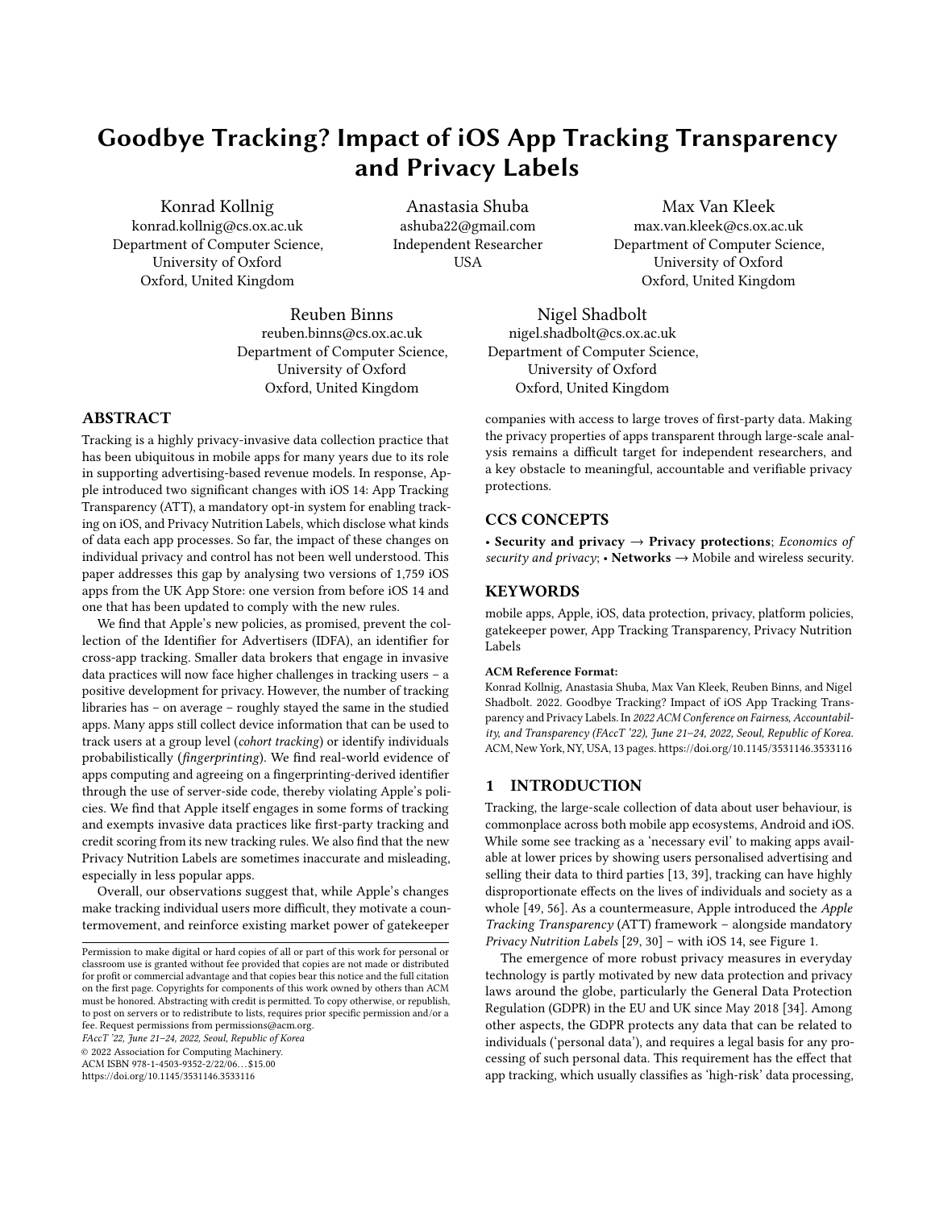# Goodbye Tracking? Impact of iOS App Tracking Transparency and Privacy Labels

Konrad Kollnig
konrad.kollnig@cs.ox.ac.uk
Department of Computer Science, University of Oxford
Oxford, United Kingdom

Anastasia Shuba
ashuba22@gmail.com
Independent Researcher
USA

Max Van Kleek
max.van.kleek@cs.ox.ac.uk
Department of Computer Science, University of Oxford
Oxford, United Kingdom

Reuben Binns
reuben.binns@cs.ox.ac.uk
Department of Computer Science, University of Oxford
Oxford, United Kingdom

Nigel Shadbolt
nigel.shadbolt@cs.ox.ac.uk
Department of Computer Science, University of Oxford
Oxford, United Kingdom

## ABSTRACT

Tracking is a highly privacy-invasive data collection practice that has been ubiquitous in mobile apps for many years due to its role in supporting advertising-based revenue models. In response, Apple introduced two significant changes with iOS 14: App Tracking Transparency (ATT), a mandatory opt-in system for enabling tracking on iOS, and Privacy Nutrition Labels, which disclose what kinds of data each app processes. So far, the impact of these changes on individual privacy and control has not been well understood. This paper addresses this gap by analysing two versions of 1,759 iOS apps from the UK App Store: one version from before iOS 14 and one that has been updated to comply with the new rules.

We find that Apple's new policies, as promised, prevent the collection of the Identifier for Advertisers (IDFA), an identifier for cross-app tracking. Smaller data brokers that engage in invasive data practices will now face higher challenges in tracking users – a positive development for privacy. However, the number of tracking libraries has – on average – roughly stayed the same in the studied apps. Many apps still collect device information that can be used to track users at a group level (*cohort tracking*) or identify individuals probabilistically (*fingerprinting*). We find real-world evidence of apps computing and agreeing on a fingerprinting-derived identifier through the use of server-side code, thereby violating Apple's policies. We find that Apple itself engages in some forms of tracking and exempts invasive data practices like first-party tracking and credit scoring from its new tracking rules. We also find that the new Privacy Nutrition Labels are sometimes inaccurate and misleading, especially in less popular apps.

Overall, our observations suggest that, while Apple's changes make tracking individual users more difficult, they motivate a countermovement, and reinforce existing market power of gatekeeper companies with access to large troves of first-party data. Making the privacy properties of apps transparent through large-scale analysis remains a difficult target for independent researchers, and a key obstacle to meaningful, accountable and verifiable privacy protections.

## CCS CONCEPTS

• **Security and privacy** → **Privacy protections**; *Economics of security and privacy*; • **Networks** → Mobile and wireless security.

## KEYWORDS

mobile apps, Apple, iOS, data protection, privacy, platform policies, gatekeeper power, App Tracking Transparency, Privacy Nutrition Labels

**ACM Reference Format:**
Konrad Kollnig, Anastasia Shuba, Max Van Kleek, Reuben Binns, and Nigel Shadbolt. 2022. Goodbye Tracking? Impact of iOS App Tracking Transparency and Privacy Labels. In *2022 ACM Conference on Fairness, Accountability, and Transparency (FAccT '22), June 21–24, 2022, Seoul, Republic of Korea.* ACM, New York, NY, USA, 13 pages. https://doi.org/10.1145/3531146.3533116

Permission to make digital or hard copies of all or part of this work for personal or classroom use is granted without fee provided that copies are not made or distributed for profit or commercial advantage and that copies bear this notice and the full citation on the first page. Copyrights for components of this work owned by others than ACM must be honored. Abstracting with credit is permitted. To copy otherwise, or republish, to post on servers or to redistribute to lists, requires prior specific permission and/or a fee. Request permissions from permissions@acm.org.
*FAccT '22, June 21–24, 2022, Seoul, Republic of Korea*
© 2022 Association for Computing Machinery.
ACM ISBN 978-1-4503-9352-2/22/06...$15.00
https://doi.org/10.1145/3531146.3533116

## 1 INTRODUCTION

Tracking, the large-scale collection of data about user behaviour, is commonplace across both mobile app ecosystems, Android and iOS. While some see tracking as a 'necessary evil' to making apps available at lower prices by showing users personalised advertising and selling their data to third parties [13, 39], tracking can have highly disproportionate effects on the lives of individuals and society as a whole [49, 56]. As a countermeasure, Apple introduced the *Apple Tracking Transparency* (ATT) framework – alongside mandatory *Privacy Nutrition Labels* [29, 30] – with iOS 14, see Figure 1.

The emergence of more robust privacy measures in everyday technology is partly motivated by new data protection and privacy laws around the globe, particularly the General Data Protection Regulation (GDPR) in the EU and UK since May 2018 [34]. Among other aspects, the GDPR protects any data that can be related to individuals ('personal data'), and requires a legal basis for any processing of such personal data. This requirement has the effect that app tracking, which usually classifies as 'high-risk' data processing,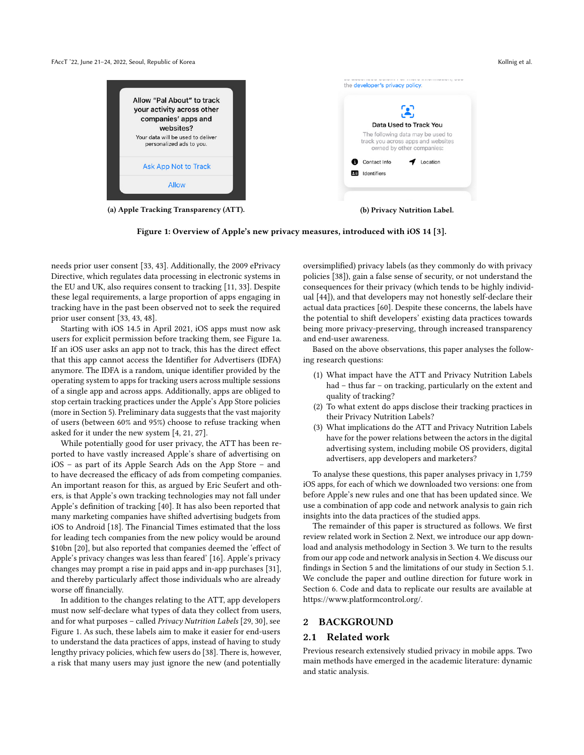(a) Apple Tracking Transparency (ATT).

(b) Privacy Nutrition Label.

**Figure 1: Overview of Apple's new privacy measures, introduced with iOS 14 [3].**

needs prior user consent [33, 43]. Additionally, the 2009 ePrivacy Directive, which regulates data processing in electronic systems in the EU and UK, also requires consent to tracking [11, 33]. Despite these legal requirements, a large proportion of apps engaging in tracking have in the past been observed not to seek the required prior user consent [33, 43, 48].

Starting with iOS 14.5 in April 2021, iOS apps must now ask users for explicit permission before tracking them, see Figure 1a. If an iOS user asks an app not to track, this has the direct effect that this app cannot access the Identifier for Advertisers (IDFA) anymore. The IDFA is a random, unique identifier provided by the operating system to apps for tracking users across multiple sessions of a single app and across apps. Additionally, apps are obliged to stop certain tracking practices under the Apple's App Store policies (more in Section 5). Preliminary data suggests that the vast majority of users (between 60% and 95%) choose to refuse tracking when asked for it under the new system [4, 21, 27].

While potentially good for user privacy, the ATT has been reported to have vastly increased Apple's share of advertising on iOS – as part of its Apple Search Ads on the App Store – and to have decreased the efficacy of ads from competing companies. An important reason for this, as argued by Eric Seufert and others, is that Apple's own tracking technologies may not fall under Apple's definition of tracking [40]. It has also been reported that many marketing companies have shifted advertising budgets from iOS to Android [18]. The Financial Times estimated that the loss for leading tech companies from the new policy would be around \$10bn [20], but also reported that companies deemed the 'effect of Apple's privacy changes was less than feared' [16]. Apple's privacy changes may prompt a rise in paid apps and in-app purchases [31], and thereby particularly affect those individuals who are already worse off financially.

In addition to the changes relating to the ATT, app developers must now self-declare what types of data they collect from users, and for what purposes – called *Privacy Nutrition Labels* [29, 30], see Figure 1. As such, these labels aim to make it easier for end-users to understand the data practices of apps, instead of having to study lengthy privacy policies, which few users do [38]. There is, however, a risk that many users may just ignore the new (and potentially oversimplified) privacy labels (as they commonly do with privacy policies [38]), gain a false sense of security, or not understand the consequences for their privacy (which tends to be highly individual [44]), and that developers may not honestly self-declare their actual data practices [60]. Despite these concerns, the labels have the potential to shift developers' existing data practices towards being more privacy-preserving, through increased transparency and end-user awareness.

Based on the above observations, this paper analyses the following research questions:

(1) What impact have the ATT and Privacy Nutrition Labels had – thus far – on tracking, particularly on the extent and quality of tracking?
(2) To what extent do apps disclose their tracking practices in their Privacy Nutrition Labels?
(3) What implications do the ATT and Privacy Nutrition Labels have for the power relations between the actors in the digital advertising system, including mobile OS providers, digital advertisers, app developers and marketers?

To analyse these questions, this paper analyses privacy in 1,759 iOS apps, for each of which we downloaded two versions: one from before Apple's new rules and one that has been updated since. We use a combination of app code and network analysis to gain rich insights into the data practices of the studied apps.

The remainder of this paper is structured as follows. We first review related work in Section 2. Next, we introduce our app download and analysis methodology in Section 3. We turn to the results from our app code and network analysis in Section 4. We discuss our findings in Section 5 and the limitations of our study in Section 5.1. We conclude the paper and outline direction for future work in Section 6. Code and data to replicate our results are available at https://www.platformcontrol.org/.

## 2 BACKGROUND

### 2.1 Related work

Previous research extensively studied privacy in mobile apps. Two main methods have emerged in the academic literature: dynamic and static analysis.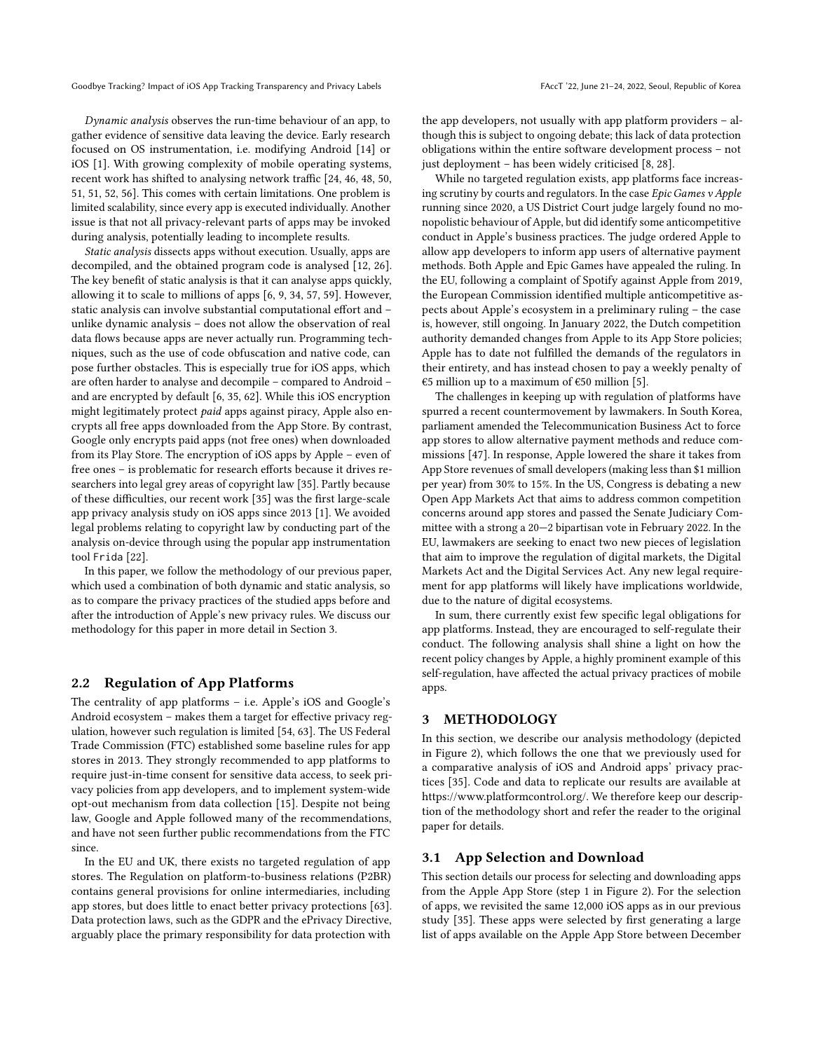*Dynamic analysis* observes the run-time behaviour of an app, to gather evidence of sensitive data leaving the device. Early research focused on OS instrumentation, i.e. modifying Android [14] or iOS [1]. With growing complexity of mobile operating systems, recent work has shifted to analysing network traffic [24, 46, 48, 50, 51, 51, 52, 56]. This comes with certain limitations. One problem is limited scalability, since every app is executed individually. Another issue is that not all privacy-relevant parts of apps may be invoked during analysis, potentially leading to incomplete results.

*Static analysis* dissects apps without execution. Usually, apps are decompiled, and the obtained program code is analysed [12, 26]. The key benefit of static analysis is that it can analyse apps quickly, allowing it to scale to millions of apps [6, 9, 34, 57, 59]. However, static analysis can involve substantial computational effort and – unlike dynamic analysis – does not allow the observation of real data flows because apps are never actually run. Programming techniques, such as the use of code obfuscation and native code, can pose further obstacles. This is especially true for iOS apps, which are often harder to analyse and decompile – compared to Android – and are encrypted by default [6, 35, 62]. While this iOS encryption might legitimately protect *paid* apps against piracy, Apple also encrypts all free apps downloaded from the App Store. By contrast, Google only encrypts paid apps (not free ones) when downloaded from its Play Store. The encryption of iOS apps by Apple – even of free ones – is problematic for research efforts because it drives researchers into legal grey areas of copyright law [35]. Partly because of these difficulties, our recent work [35] was the first large-scale app privacy analysis study on iOS apps since 2013 [1]. We avoided legal problems relating to copyright law by conducting part of the analysis on-device through using the popular app instrumentation tool `Frida` [22].

In this paper, we follow the methodology of our previous paper, which used a combination of both dynamic and static analysis, so as to compare the privacy practices of the studied apps before and after the introduction of Apple's new privacy rules. We discuss our methodology for this paper in more detail in Section 3.

## 2.2 Regulation of App Platforms

The centrality of app platforms – i.e. Apple's iOS and Google's Android ecosystem – makes them a target for effective privacy regulation, however such regulation is limited [54, 63]. The US Federal Trade Commission (FTC) established some baseline rules for app stores in 2013. They strongly recommended to app platforms to require just-in-time consent for sensitive data access, to seek privacy policies from app developers, and to implement system-wide opt-out mechanism from data collection [15]. Despite not being law, Google and Apple followed many of the recommendations, and have not seen further public recommendations from the FTC since.

In the EU and UK, there exists no targeted regulation of app stores. The Regulation on platform-to-business relations (P2BR) contains general provisions for online intermediaries, including app stores, but does little to enact better privacy protections [63]. Data protection laws, such as the GDPR and the ePrivacy Directive, arguably place the primary responsibility for data protection with the app developers, not usually with app platform providers – although this is subject to ongoing debate; this lack of data protection obligations within the entire software development process – not just deployment – has been widely criticised [8, 28].

While no targeted regulation exists, app platforms face increasing scrutiny by courts and regulators. In the case *Epic Games v Apple* running since 2020, a US District Court judge largely found no monopolistic behaviour of Apple, but did identify some anticompetitive conduct in Apple's business practices. The judge ordered Apple to allow app developers to inform app users of alternative payment methods. Both Apple and Epic Games have appealed the ruling. In the EU, following a complaint of Spotify against Apple from 2019, the European Commission identified multiple anticompetitive aspects about Apple's ecosystem in a preliminary ruling – the case is, however, still ongoing. In January 2022, the Dutch competition authority demanded changes from Apple to its App Store policies; Apple has to date not fulfilled the demands of the regulators in their entirety, and has instead chosen to pay a weekly penalty of €5 million up to a maximum of €50 million [5].

The challenges in keeping up with regulation of platforms have spurred a recent countermovement by lawmakers. In South Korea, parliament amended the Telecommunication Business Act to force app stores to allow alternative payment methods and reduce commissions [47]. In response, Apple lowered the share it takes from App Store revenues of small developers (making less than $1 million per year) from 30% to 15%. In the US, Congress is debating a new Open App Markets Act that aims to address common competition concerns around app stores and passed the Senate Judiciary Committee with a strong a 20—2 bipartisan vote in February 2022. In the EU, lawmakers are seeking to enact two new pieces of legislation that aim to improve the regulation of digital markets, the Digital Markets Act and the Digital Services Act. Any new legal requirement for app platforms will likely have implications worldwide, due to the nature of digital ecosystems.

In sum, there currently exist few specific legal obligations for app platforms. Instead, they are encouraged to self-regulate their conduct. The following analysis shall shine a light on how the recent policy changes by Apple, a highly prominent example of this self-regulation, have affected the actual privacy practices of mobile apps.

# 3 METHODOLOGY

In this section, we describe our analysis methodology (depicted in Figure 2), which follows the one that we previously used for a comparative analysis of iOS and Android apps' privacy practices [35]. Code and data to replicate our results are available at https://www.platformcontrol.org/. We therefore keep our description of the methodology short and refer the reader to the original paper for details.

## 3.1 App Selection and Download

This section details our process for selecting and downloading apps from the Apple App Store (step 1 in Figure 2). For the selection of apps, we revisited the same 12,000 iOS apps as in our previous study [35]. These apps were selected by first generating a large list of apps available on the Apple App Store between December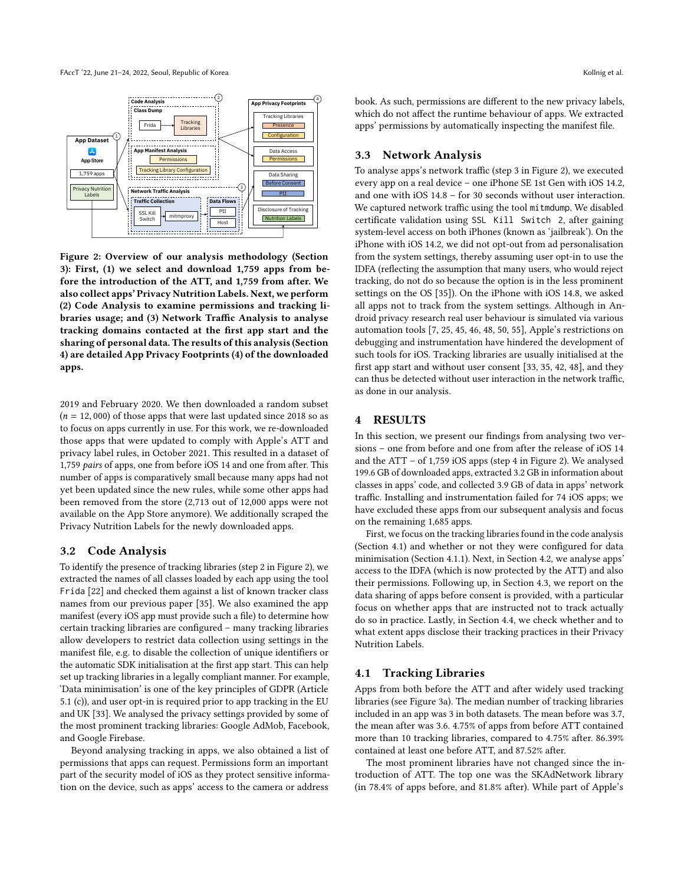Figure 2: Overview of our analysis methodology (Section 3): First, (1) we select and download 1,759 apps from before the introduction of the ATT, and 1,759 from after. We also collect apps' Privacy Nutrition Labels. Next, we perform (2) Code Analysis to examine permissions and tracking libraries usage; and (3) Network Traffic Analysis to analyse tracking domains contacted at the first app start and the sharing of personal data. The results of this analysis (Section 4) are detailed App Privacy Footprints (4) of the downloaded apps.

2019 and February 2020. We then downloaded a random subset ($n = 12,000$) of those apps that were last updated since 2018 so as to focus on apps currently in use. For this work, we re-downloaded those apps that were updated to comply with Apple's ATT and privacy label rules, in October 2021. This resulted in a dataset of 1,759 *pairs* of apps, one from before iOS 14 and one from after. This number of apps is comparatively small because many apps had not yet been updated since the new rules, while some other apps had been removed from the store (2,713 out of 12,000 apps were not available on the App Store anymore). We additionally scraped the Privacy Nutrition Labels for the newly downloaded apps.

## 3.2 Code Analysis

To identify the presence of tracking libraries (step 2 in Figure 2), we extracted the names of all classes loaded by each app using the tool Frida [22] and checked them against a list of known tracker class names from our previous paper [35]. We also examined the app manifest (every iOS app must provide such a file) to determine how certain tracking libraries are configured – many tracking libraries allow developers to restrict data collection using settings in the manifest file, e.g. to disable the collection of unique identifiers or the automatic SDK initialisation at the first app start. This can help set up tracking libraries in a legally compliant manner. For example, 'Data minimisation' is one of the key principles of GDPR (Article 5.1 (c)), and user opt-in is required prior to app tracking in the EU and UK [33]. We analysed the privacy settings provided by some of the most prominent tracking libraries: Google AdMob, Facebook, and Google Firebase.

Beyond analysing tracking in apps, we also obtained a list of permissions that apps can request. Permissions form an important part of the security model of iOS as they protect sensitive information on the device, such as apps' access to the camera or address book. As such, permissions are different to the new privacy labels, which do not affect the runtime behaviour of apps. We extracted apps' permissions by automatically inspecting the manifest file.

## 3.3 Network Analysis

To analyse apps's network traffic (step 3 in Figure 2), we executed every app on a real device – one iPhone SE 1st Gen with iOS 14.2, and one with iOS 14.8 – for 30 seconds without user interaction. We captured network traffic using the tool `mitmdump`. We disabled certificate validation using `SSL Kill Switch 2`, after gaining system-level access on both iPhones (known as 'jailbreak'). On the iPhone with iOS 14.2, we did not opt-out from ad personalisation from the system settings, thereby assuming user opt-in to use the IDFA (reflecting the assumption that many users, who would reject tracking, do not do so because the option is in the less prominent settings on the OS [35]). On the iPhone with iOS 14.8, we asked all apps not to track from the system settings. Although in Android privacy research real user behaviour is simulated via various automation tools [7, 25, 45, 46, 48, 50, 55], Apple's restrictions on debugging and instrumentation have hindered the development of such tools for iOS. Tracking libraries are usually initialised at the first app start and without user consent [33, 35, 42, 48], and they can thus be detected without user interaction in the network traffic, as done in our analysis.

# 4 RESULTS

In this section, we present our findings from analysing two versions – one from before and one from after the release of iOS 14 and the ATT – of 1,759 iOS apps (step 4 in Figure 2). We analysed 199.6 GB of downloaded apps, extracted 3.2 GB in information about classes in apps' code, and collected 3.9 GB of data in apps' network traffic. Installing and instrumentation failed for 74 iOS apps; we have excluded these apps from our subsequent analysis and focus on the remaining 1,685 apps.

First, we focus on the tracking libraries found in the code analysis (Section 4.1) and whether or not they were configured for data minimisation (Section 4.1.1). Next, in Section 4.2, we analyse apps' access to the IDFA (which is now protected by the ATT) and also their permissions. Following up, in Section 4.3, we report on the data sharing of apps before consent is provided, with a particular focus on whether apps that are instructed not to track actually do so in practice. Lastly, in Section 4.4, we check whether and to what extent apps disclose their tracking practices in their Privacy Nutrition Labels.

## 4.1 Tracking Libraries

Apps from both before the ATT and after widely used tracking libraries (see Figure 3a). The median number of tracking libraries included in an app was 3 in both datasets. The mean before was 3.7, the mean after was 3.6. 4.75% of apps from before ATT contained more than 10 tracking libraries, compared to 4.75% after. 86.39% contained at least one before ATT, and 87.52% after.

The most prominent libraries have not changed since the introduction of ATT. The top one was the SKAdNetwork library (in 78.4% of apps before, and 81.8% after). While part of Apple's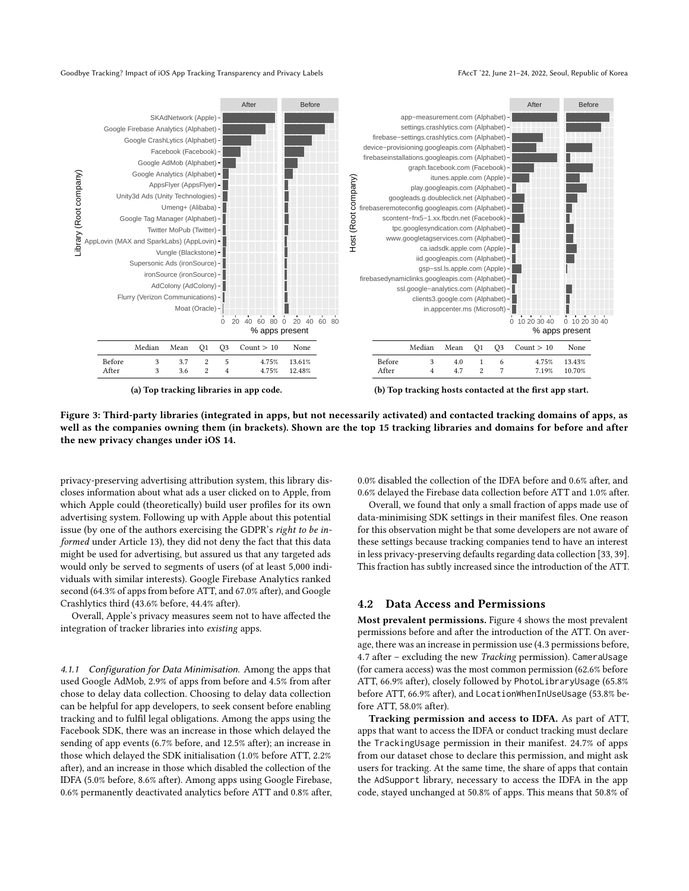|  | Median | Mean | Q1 | Q3 | Count > 10 | None |
|---|---|---|---|---|---|---|
| Before | 3 | 3.7 | 2 | 5 | 4.75% | 13.61% |
| After | 3 | 3.6 | 2 | 4 | 4.75% | 12.48% |

**(a) Top tracking libraries in app code.**

|  | Median | Mean | Q1 | Q3 | Count > 10 | None |
|---|---|---|---|---|---|---|
| Before | 3 | 4.0 | 1 | 6 | 4.75% | 13.43% |
| After | 4 | 4.7 | 2 | 7 | 7.19% | 10.70% |

**(b) Top tracking hosts contacted at the first app start.**

**Figure 3: Third-party libraries (integrated in apps, but not necessarily activated) and contacted tracking domains of apps, as well as the companies owning them (in brackets). Shown are the top 15 tracking libraries and domains for before and after the new privacy changes under iOS 14.**

privacy-preserving advertising attribution system, this library discloses information about what ads a user clicked on to Apple, from which Apple could (theoretically) build user profiles for its own advertising system. Following up with Apple about this potential issue (by one of the authors exercising the GDPR's *right to be informed* under Article 13), they did not deny the fact that this data might be used for advertising, but assured us that any targeted ads would only be served to segments of users (of at least 5,000 individuals with similar interests). Google Firebase Analytics ranked second (64.3% of apps from before ATT, and 67.0% after), and Google Crashlytics third (43.6% before, 44.4% after).

Overall, Apple's privacy measures seem not to have affected the integration of tracker libraries into *existing* apps.

#### 4.1.1 Configuration for Data Minimisation.

Among the apps that used Google AdMob, 2.9% of apps from before and 4.5% from after chose to delay data collection. Choosing to delay data collection can be helpful for app developers, to seek consent before enabling tracking and to fulfil legal obligations. Among the apps using the Facebook SDK, there was an increase in those which delayed the sending of app events (6.7% before, and 12.5% after); an increase in those which delayed the SDK initialisation (1.0% before ATT, 2.2% after), and an increase in those which disabled the collection of the IDFA (5.0% before, 8.6% after). Among apps using Google Firebase, 0.6% permanently deactivated analytics before ATT and 0.8% after, 0.0% disabled the collection of the IDFA before and 0.6% after, and 0.6% delayed the Firebase data collection before ATT and 1.0% after.

Overall, we found that only a small fraction of apps made use of data-minimising SDK settings in their manifest files. One reason for this observation might be that some developers are not aware of these settings because tracking companies tend to have an interest in less privacy-preserving defaults regarding data collection [33, 39]. This fraction has subtly increased since the introduction of the ATT.

### 4.2 Data Access and Permissions

**Most prevalent permissions.** Figure 4 shows the most prevalent permissions before and after the introduction of the ATT. On average, there was an increase in permission use (4.3 permissions before, 4.7 after – excluding the new *Tracking* permission). `CameraUsage` (for camera access) was the most common permission (62.6% before ATT, 66.9% after), closely followed by `PhotoLibraryUsage` (65.8% before ATT, 66.9% after), and `LocationWhenInUseUsage` (53.8% before ATT, 58.0% after).

**Tracking permission and access to IDFA.** As part of ATT, apps that want to access the IDFA or conduct tracking must declare the `TrackingUsage` permission in their manifest. 24.7% of apps from our dataset chose to declare this permission, and might ask users for tracking. At the same time, the share of apps that contain the `AdSupport` library, necessary to access the IDFA in the app code, stayed unchanged at 50.8% of apps. This means that 50.8% of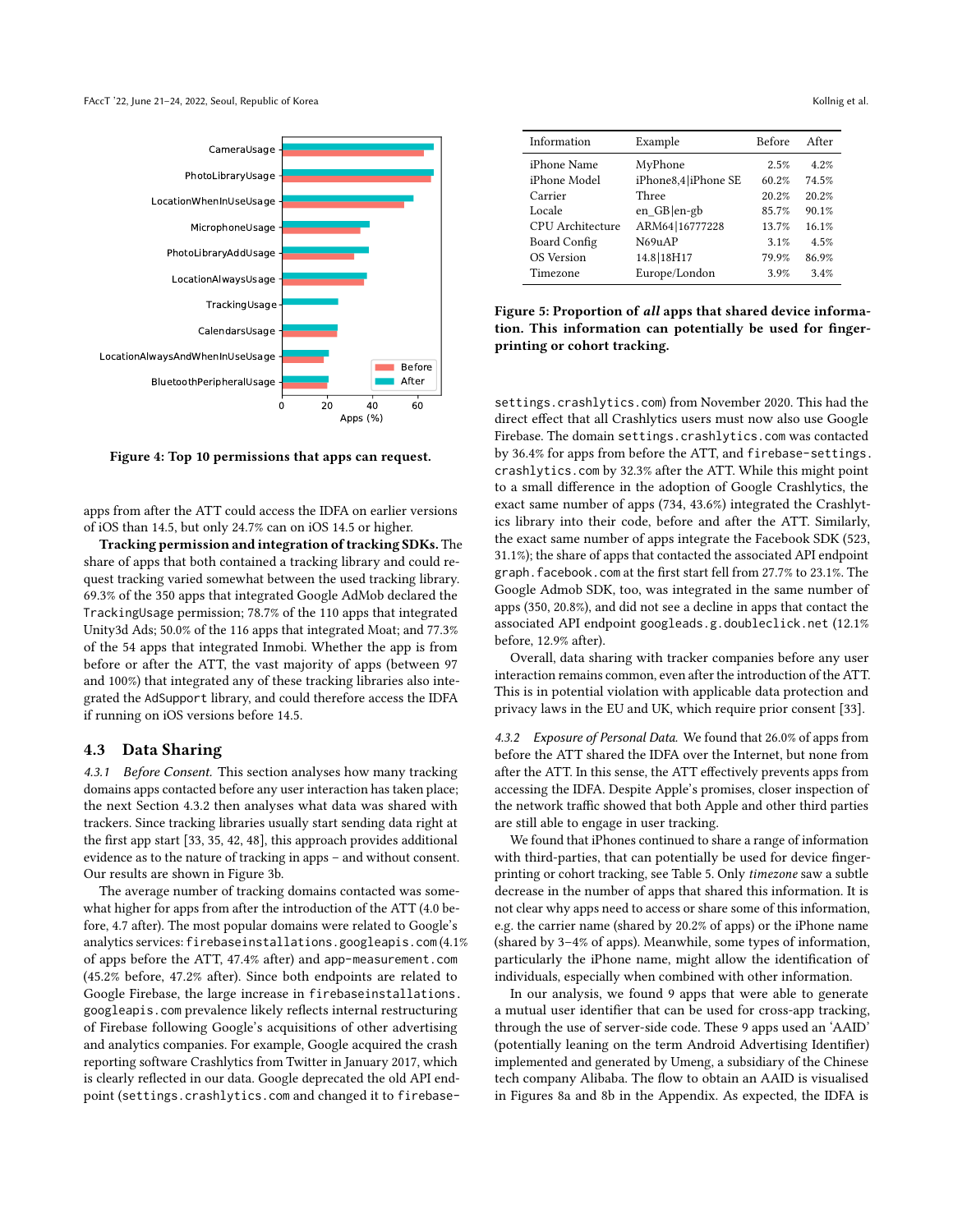Figure 4: Top 10 permissions that apps can request.

apps from after the ATT could access the IDFA on earlier versions of iOS than 14.5, but only 24.7% can on iOS 14.5 or higher.

**Tracking permission and integration of tracking SDKs.** The share of apps that both contained a tracking library and could request tracking varied somewhat between the used tracking library. 69.3% of the 350 apps that integrated Google AdMob declared the `TrackingUsage` permission; 78.7% of the 110 apps that integrated Unity3d Ads; 50.0% of the 116 apps that integrated Moat; and 77.3% of the 54 apps that integrated Inmobi. Whether the app is from before or after the ATT, the vast majority of apps (between 97 and 100%) that integrated any of these tracking libraries also integrated the `AdSupport` library, and could therefore access the IDFA if running on iOS versions before 14.5.

## 4.3 Data Sharing

*4.3.1 Before Consent.* This section analyses how many tracking domains apps contacted before any user interaction has taken place; the next Section 4.3.2 then analyses what data was shared with trackers. Since tracking libraries usually start sending data right at the first app start [33, 35, 42, 48], this approach provides additional evidence as to the nature of tracking in apps – and without consent. Our results are shown in Figure 3b.

The average number of tracking domains contacted was somewhat higher for apps from after the introduction of the ATT (4.0 before, 4.7 after). The most popular domains were related to Google's analytics services: `firebaseinstallations.googleapis.com` (4.1% of apps before the ATT, 47.4% after) and `app-measurement.com` (45.2% before, 47.2% after). Since both endpoints are related to Google Firebase, the large increase in `firebaseinstallations.googleapis.com` prevalence likely reflects internal restructuring of Firebase following Google's acquisitions of other advertising and analytics companies. For example, Google acquired the crash reporting software Crashlytics from Twitter in January 2017, which is clearly reflected in our data. Google deprecated the old API endpoint (`settings.crashlytics.com` and changed it to `firebase-settings.crashlytics.com`) from November 2020. This had the direct effect that all Crashlytics users must now also use Google Firebase. The domain `settings.crashlytics.com` was contacted by 36.4% for apps from before the ATT, and `firebase-settings.crashlytics.com` by 32.3% after the ATT. While this might point to a small difference in the adoption of Google Crashlytics, the exact same number of apps (734, 43.6%) integrated the Crashlytics library into their code, before and after the ATT. Similarly, the exact same number of apps integrate the Facebook SDK (523, 31.1%); the share of apps that contacted the associated API endpoint `graph.facebook.com` at the first start fell from 27.7% to 23.1%. The Google Admob SDK, too, was integrated in the same number of apps (350, 20.8%), and did not see a decline in apps that contact the associated API endpoint `googleads.g.doubleclick.net` (12.1% before, 12.9% after).

Overall, data sharing with tracker companies before any user interaction remains common, even after the introduction of the ATT. This is in potential violation with applicable data protection and privacy laws in the EU and UK, which require prior consent [33].

| Information | Example | Before | After |
|---|---|---|---|
| iPhone Name | MyPhone | 2.5% | 4.2% |
| iPhone Model | iPhone8,4\|iPhone SE | 60.2% | 74.5% |
| Carrier | Three | 20.2% | 20.2% |
| Locale | en_GB\|en-gb | 85.7% | 90.1% |
| CPU Architecture | ARM64\|16777228 | 13.7% | 16.1% |
| Board Config | N69uAP | 3.1% | 4.5% |
| OS Version | 14.8\|18H17 | 79.9% | 86.9% |
| Timezone | Europe/London | 3.9% | 3.4% |

**Figure 5: Proportion of *all* apps that shared device information. This information can potentially be used for fingerprinting or cohort tracking.**

*4.3.2 Exposure of Personal Data.* We found that 26.0% of apps from before the ATT shared the IDFA over the Internet, but none from after the ATT. In this sense, the ATT effectively prevents apps from accessing the IDFA. Despite Apple's promises, closer inspection of the network traffic showed that both Apple and other third parties are still able to engage in user tracking.

We found that iPhones continued to share a range of information with third-parties, that can potentially be used for device fingerprinting or cohort tracking, see Table 5. Only *timezone* saw a subtle decrease in the number of apps that shared this information. It is not clear why apps need to access or share some of this information, e.g. the carrier name (shared by 20.2% of apps) or the iPhone name (shared by 3–4% of apps). Meanwhile, some types of information, particularly the iPhone name, might allow the identification of individuals, especially when combined with other information.

In our analysis, we found 9 apps that were able to generate a mutual user identifier that can be used for cross-app tracking, through the use of server-side code. These 9 apps used an 'AAID' (potentially leaning on the term Android Advertising Identifier) implemented and generated by Umeng, a subsidiary of the Chinese tech company Alibaba. The flow to obtain an AAID is visualised in Figures 8a and 8b in the Appendix. As expected, the IDFA is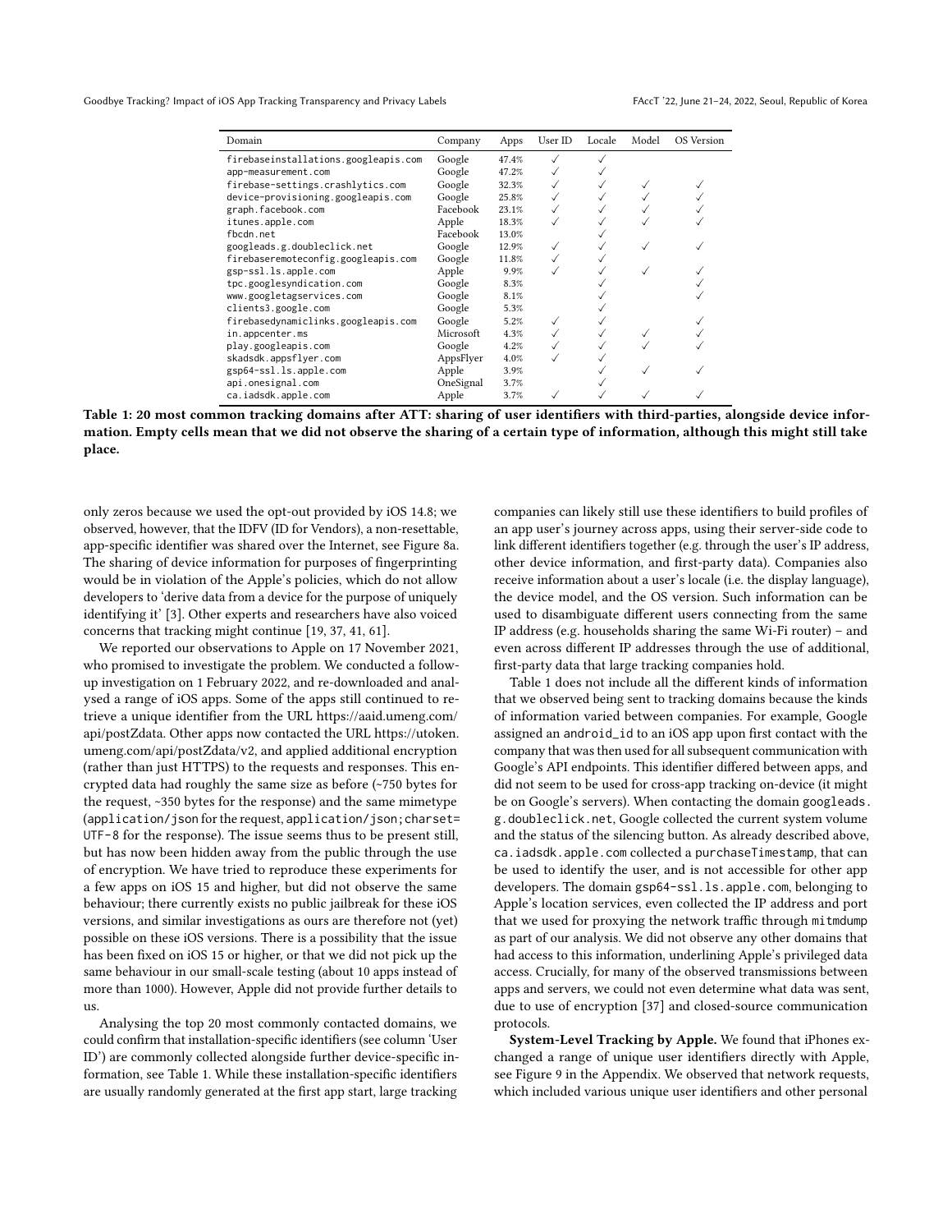| Domain | Company | Apps | User ID | Locale | Model | OS Version |
|---|---|---|---|---|---|---|
| firebaseinstallations.googleapis.com | Google | 47.4% | ✓ | ✓ | | |
| app-measurement.com | Google | 47.2% | ✓ | ✓ | | |
| firebase-settings.crashlytics.com | Google | 32.3% | ✓ | ✓ | ✓ | ✓ |
| device-provisioning.googleapis.com | Google | 25.8% | ✓ | ✓ | ✓ | ✓ |
| graph.facebook.com | Facebook | 23.1% | ✓ | ✓ | ✓ | ✓ |
| itunes.apple.com | Apple | 18.3% | ✓ | ✓ | ✓ | ✓ |
| fbcdn.net | Facebook | 13.0% | | ✓ | | |
| googleads.g.doubleclick.net | Google | 12.9% | ✓ | ✓ | ✓ | ✓ |
| firebaseremoteconfig.googleapis.com | Google | 11.8% | ✓ | ✓ | | |
| gsp-ssl.ls.apple.com | Apple | 9.9% | ✓ | ✓ | ✓ | ✓ |
| tpc.googlesyndication.com | Google | 8.3% | | ✓ | | ✓ |
| www.googletagservices.com | Google | 8.1% | | ✓ | | ✓ |
| clients3.google.com | Google | 5.3% | | ✓ | | |
| firebasedynamiclinks.googleapis.com | Google | 5.2% | ✓ | ✓ | | ✓ |
| in.appcenter.ms | Microsoft | 4.3% | ✓ | ✓ | ✓ | ✓ |
| play.googleapis.com | Google | 4.2% | ✓ | ✓ | ✓ | ✓ |
| skadsdk.appsflyer.com | AppsFlyer | 4.0% | ✓ | ✓ | | |
| gsp64-ssl.ls.apple.com | Apple | 3.9% | | ✓ | ✓ | ✓ |
| api.onesignal.com | OneSignal | 3.7% | | ✓ | | |
| ca.iadsdk.apple.com | Apple | 3.7% | ✓ | ✓ | ✓ | ✓ |

**Table 1: 20 most common tracking domains after ATT: sharing of user identifiers with third-parties, alongside device information. Empty cells mean that we did not observe the sharing of a certain type of information, although this might still take place.**

only zeros because we used the opt-out provided by iOS 14.8; we observed, however, that the IDFV (ID for Vendors), a non-resettable, app-specific identifier was shared over the Internet, see Figure 8a. The sharing of device information for purposes of fingerprinting would be in violation of the Apple's policies, which do not allow developers to 'derive data from a device for the purpose of uniquely identifying it' [3]. Other experts and researchers have also voiced concerns that tracking might continue [19, 37, 41, 61].

We reported our observations to Apple on 17 November 2021, who promised to investigate the problem. We conducted a follow-up investigation on 1 February 2022, and re-downloaded and analysed a range of iOS apps. Some of the apps still continued to retrieve a unique identifier from the URL https://aaid.umeng.com/api/postZdata. Other apps now contacted the URL https://utoken.umeng.com/api/postZdata/v2, and applied additional encryption (rather than just HTTPS) to the requests and responses. This encrypted data had roughly the same size as before (~750 bytes for the request, ~350 bytes for the response) and the same mimetype (`application/json` for the request, `application/json;charset=UTF-8` for the response). The issue seems thus to be present still, but has now been hidden away from the public through the use of encryption. We have tried to reproduce these experiments for a few apps on iOS 15 and higher, but did not observe the same behaviour; there currently exists no public jailbreak for these iOS versions, and similar investigations as ours are therefore not (yet) possible on these iOS versions. There is a possibility that the issue has been fixed on iOS 15 or higher, or that we did not pick up the same behaviour in our small-scale testing (about 10 apps instead of more than 1000). However, Apple did not provide further details to us.

Analysing the top 20 most commonly contacted domains, we could confirm that installation-specific identifiers (see column 'User ID') are commonly collected alongside further device-specific information, see Table 1. While these installation-specific identifiers are usually randomly generated at the first app start, large tracking companies can likely still use these identifiers to build profiles of an app user's journey across apps, using their server-side code to link different identifiers together (e.g. through the user's IP address, other device information, and first-party data). Companies also receive information about a user's locale (i.e. the display language), the device model, and the OS version. Such information can be used to disambiguate different users connecting from the same IP address (e.g. households sharing the same Wi-Fi router) – and even across different IP addresses through the use of additional, first-party data that large tracking companies hold.

Table 1 does not include all the different kinds of information that we observed being sent to tracking domains because the kinds of information varied between companies. For example, Google assigned an `android_id` to an iOS app upon first contact with the company that was then used for all subsequent communication with Google's API endpoints. This identifier differed between apps, and did not seem to be used for cross-app tracking on-device (it might be on Google's servers). When contacting the domain `googleads.g.doubleclick.net`, Google collected the current system volume and the status of the silencing button. As already described above, `ca.iadsdk.apple.com` collected a `purchaseTimestamp`, that can be used to identify the user, and is not accessible for other app developers. The domain `gsp64-ssl.ls.apple.com`, belonging to Apple's location services, even collected the IP address and port that we used for proxying the network traffic through `mitmdump` as part of our analysis. We did not observe any other domains that had access to this information, underlining Apple's privileged data access. Crucially, for many of the observed transmissions between apps and servers, we could not even determine what data was sent, due to use of encryption [37] and closed-source communication protocols.

**System-Level Tracking by Apple.** We found that iPhones exchanged a range of unique user identifiers directly with Apple, see Figure 9 in the Appendix. We observed that network requests, which included various unique user identifiers and other personal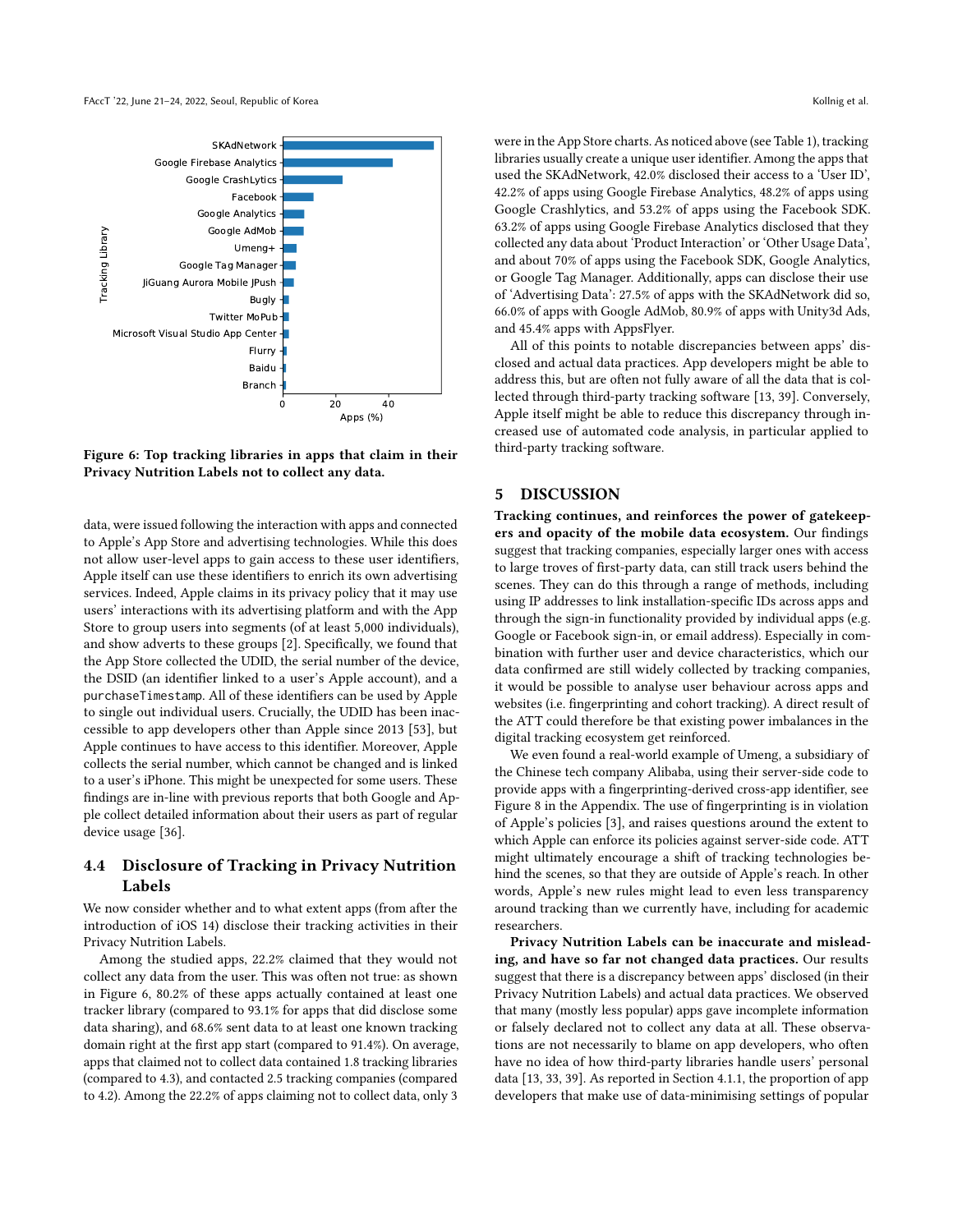Figure 6: Top tracking libraries in apps that claim in their Privacy Nutrition Labels not to collect any data.

data, were issued following the interaction with apps and connected to Apple's App Store and advertising technologies. While this does not allow user-level apps to gain access to these user identifiers, Apple itself can use these identifiers to enrich its own advertising services. Indeed, Apple claims in its privacy policy that it may use users' interactions with its advertising platform and with the App Store to group users into segments (of at least 5,000 individuals), and show adverts to these groups [2]. Specifically, we found that the App Store collected the UDID, the serial number of the device, the DSID (an identifier linked to a user's Apple account), and a `purchaseTimestamp`. All of these identifiers can be used by Apple to single out individual users. Crucially, the UDID has been inaccessible to app developers other than Apple since 2013 [53], but Apple continues to have access to this identifier. Moreover, Apple collects the serial number, which cannot be changed and is linked to a user's iPhone. This might be unexpected for some users. These findings are in-line with previous reports that both Google and Apple collect detailed information about their users as part of regular device usage [36].

## 4.4 Disclosure of Tracking in Privacy Nutrition Labels

We now consider whether and to what extent apps (from after the introduction of iOS 14) disclose their tracking activities in their Privacy Nutrition Labels.

Among the studied apps, 22.2% claimed that they would not collect any data from the user. This was often not true: as shown in Figure 6, 80.2% of these apps actually contained at least one tracker library (compared to 93.1% for apps that did disclose some data sharing), and 68.6% sent data to at least one known tracking domain right at the first app start (compared to 91.4%). On average, apps that claimed not to collect data contained 1.8 tracking libraries (compared to 4.3), and contacted 2.5 tracking companies (compared to 4.2). Among the 22.2% of apps claiming not to collect data, only 3 were in the App Store charts. As noticed above (see Table 1), tracking libraries usually create a unique user identifier. Among the apps that used the SKAdNetwork, 42.0% disclosed their access to a 'User ID', 42.2% of apps using Google Firebase Analytics, 48.2% of apps using Google Crashlytics, and 53.2% of apps using the Facebook SDK. 63.2% of apps using Google Firebase Analytics disclosed that they collected any data about 'Product Interaction' or 'Other Usage Data', and about 70% of apps using the Facebook SDK, Google Analytics, or Google Tag Manager. Additionally, apps can disclose their use of 'Advertising Data': 27.5% of apps with the SKAdNetwork did so, 66.0% of apps with Google AdMob, 80.9% of apps with Unity3d Ads, and 45.4% apps with AppsFlyer.

All of this points to notable discrepancies between apps' disclosed and actual data practices. App developers might be able to address this, but are often not fully aware of all the data that is collected through third-party tracking software [13, 39]. Conversely, Apple itself might be able to reduce this discrepancy through increased use of automated code analysis, in particular applied to third-party tracking software.

# 5 DISCUSSION

**Tracking continues, and reinforces the power of gatekeepers and opacity of the mobile data ecosystem.** Our findings suggest that tracking companies, especially larger ones with access to large troves of first-party data, can still track users behind the scenes. They can do this through a range of methods, including using IP addresses to link installation-specific IDs across apps and through the sign-in functionality provided by individual apps (e.g. Google or Facebook sign-in, or email address). Especially in combination with further user and device characteristics, which our data confirmed are still widely collected by tracking companies, it would be possible to analyse user behaviour across apps and websites (i.e. fingerprinting and cohort tracking). A direct result of the ATT could therefore be that existing power imbalances in the digital tracking ecosystem get reinforced.

We even found a real-world example of Umeng, a subsidiary of the Chinese tech company Alibaba, using their server-side code to provide apps with a fingerprinting-derived cross-app identifier, see Figure 8 in the Appendix. The use of fingerprinting is in violation of Apple's policies [3], and raises questions around the extent to which Apple can enforce its policies against server-side code. ATT might ultimately encourage a shift of tracking technologies behind the scenes, so that they are outside of Apple's reach. In other words, Apple's new rules might lead to even less transparency around tracking than we currently have, including for academic researchers.

**Privacy Nutrition Labels can be inaccurate and misleading, and have so far not changed data practices.** Our results suggest that there is a discrepancy between apps' disclosed (in their Privacy Nutrition Labels) and actual data practices. We observed that many (mostly less popular) apps gave incomplete information or falsely declared not to collect any data at all. These observations are not necessarily to blame on app developers, who often have no idea of how third-party libraries handle users' personal data [13, 33, 39]. As reported in Section 4.1.1, the proportion of app developers that make use of data-minimising settings of popular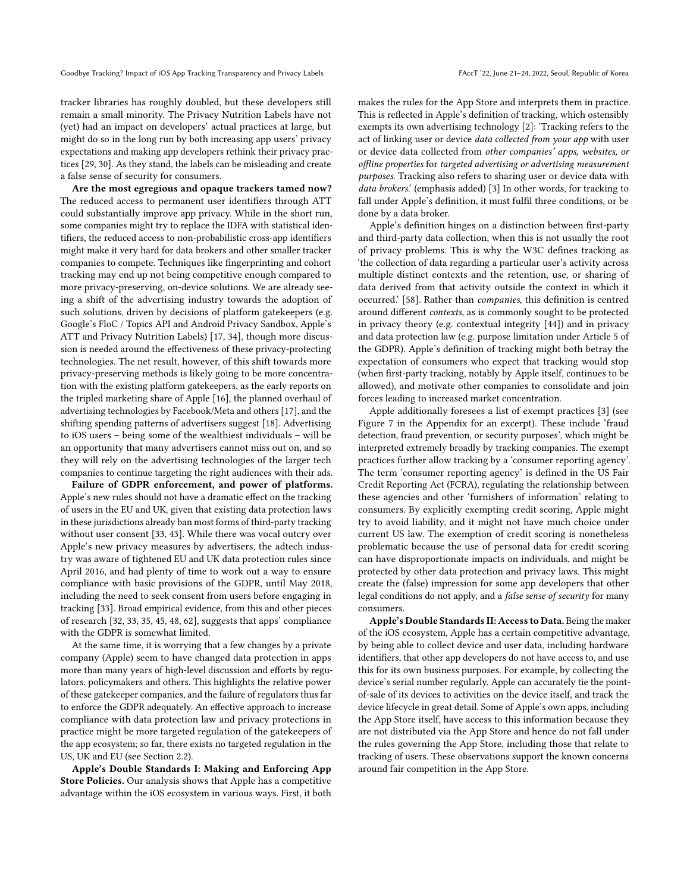tracker libraries has roughly doubled, but these developers still remain a small minority. The Privacy Nutrition Labels have not (yet) had an impact on developers' actual practices at large, but might do so in the long run by both increasing app users' privacy expectations and making app developers rethink their privacy practices [29, 30]. As they stand, the labels can be misleading and create a false sense of security for consumers.

**Are the most egregious and opaque trackers tamed now?** The reduced access to permanent user identifiers through ATT could substantially improve app privacy. While in the short run, some companies might try to replace the IDFA with statistical identifiers, the reduced access to non-probabilistic cross-app identifiers might make it very hard for data brokers and other smaller tracker companies to compete. Techniques like fingerprinting and cohort tracking may end up not being competitive enough compared to more privacy-preserving, on-device solutions. We are already seeing a shift of the advertising industry towards the adoption of such solutions, driven by decisions of platform gatekeepers (e.g. Google's FloC / Topics API and Android Privacy Sandbox, Apple's ATT and Privacy Nutrition Labels) [17, 34], though more discussion is needed around the effectiveness of these privacy-protecting technologies. The net result, however, of this shift towards more privacy-preserving methods is likely going to be more concentration with the existing platform gatekeepers, as the early reports on the tripled marketing share of Apple [16], the planned overhaul of advertising technologies by Facebook/Meta and others [17], and the shifting spending patterns of advertisers suggest [18]. Advertising to iOS users – being some of the wealthiest individuals – will be an opportunity that many advertisers cannot miss out on, and so they will rely on the advertising technologies of the larger tech companies to continue targeting the right audiences with their ads.

**Failure of GDPR enforcement, and power of platforms.** Apple's new rules should not have a dramatic effect on the tracking of users in the EU and UK, given that existing data protection laws in these jurisdictions already ban most forms of third-party tracking without user consent [33, 43]. While there was vocal outcry over Apple's new privacy measures by advertisers, the adtech industry was aware of tightened EU and UK data protection rules since April 2016, and had plenty of time to work out a way to ensure compliance with basic provisions of the GDPR, until May 2018, including the need to seek consent from users before engaging in tracking [33]. Broad empirical evidence, from this and other pieces of research [32, 33, 35, 45, 48, 62], suggests that apps' compliance with the GDPR is somewhat limited.

At the same time, it is worrying that a few changes by a private company (Apple) seem to have changed data protection in apps more than many years of high-level discussion and efforts by regulators, policymakers and others. This highlights the relative power of these gatekeeper companies, and the failure of regulators thus far to enforce the GDPR adequately. An effective approach to increase compliance with data protection law and privacy protections in practice might be more targeted regulation of the gatekeepers of the app ecosystem; so far, there exists no targeted regulation in the US, UK and EU (see Section 2.2).

**Apple's Double Standards I: Making and Enforcing App Store Policies.** Our analysis shows that Apple has a competitive advantage within the iOS ecosystem in various ways. First, it both makes the rules for the App Store and interprets them in practice. This is reflected in Apple's definition of tracking, which ostensibly exempts its own advertising technology [2]: 'Tracking refers to the act of linking user or device *data collected from your app* with user or device data collected from *other companies' apps, websites, or offline properties* for *targeted advertising or advertising measurement purposes*. Tracking also refers to sharing user or device data with *data brokers*.' (emphasis added) [3] In other words, for tracking to fall under Apple's definition, it must fulfil three conditions, or be done by a data broker.

Apple's definition hinges on a distinction between first-party and third-party data collection, when this is not usually the root of privacy problems. This is why the W3C defines tracking as 'the collection of data regarding a particular user's activity across multiple distinct contexts and the retention, use, or sharing of data derived from that activity outside the context in which it occurred.' [58]. Rather than *companies*, this definition is centred around different *contexts*, as is commonly sought to be protected in privacy theory (e.g. contextual integrity [44]) and in privacy and data protection law (e.g. purpose limitation under Article 5 of the GDPR). Apple's definition of tracking might both betray the expectation of consumers who expect that tracking would stop (when first-party tracking, notably by Apple itself, continues to be allowed), and motivate other companies to consolidate and join forces leading to increased market concentration.

Apple additionally foresees a list of exempt practices [3] (see Figure 7 in the Appendix for an excerpt). These include 'fraud detection, fraud prevention, or security purposes', which might be interpreted extremely broadly by tracking companies. The exempt practices further allow tracking by a 'consumer reporting agency'. The term 'consumer reporting agency' is defined in the US Fair Credit Reporting Act (FCRA), regulating the relationship between these agencies and other 'furnishers of information' relating to consumers. By explicitly exempting credit scoring, Apple might try to avoid liability, and it might not have much choice under current US law. The exemption of credit scoring is nonetheless problematic because the use of personal data for credit scoring can have disproportionate impacts on individuals, and might be protected by other data protection and privacy laws. This might create the (false) impression for some app developers that other legal conditions do not apply, and a *false sense of security* for many consumers.

**Apple's Double Standards II: Access to Data.** Being the maker of the iOS ecosystem, Apple has a certain competitive advantage, by being able to collect device and user data, including hardware identifiers, that other app developers do not have access to, and use this for its own business purposes. For example, by collecting the device's serial number regularly, Apple can accurately tie the point-of-sale of its devices to activities on the device itself, and track the device lifecycle in great detail. Some of Apple's own apps, including the App Store itself, have access to this information because they are not distributed via the App Store and hence do not fall under the rules governing the App Store, including those that relate to tracking of users. These observations support the known concerns around fair competition in the App Store.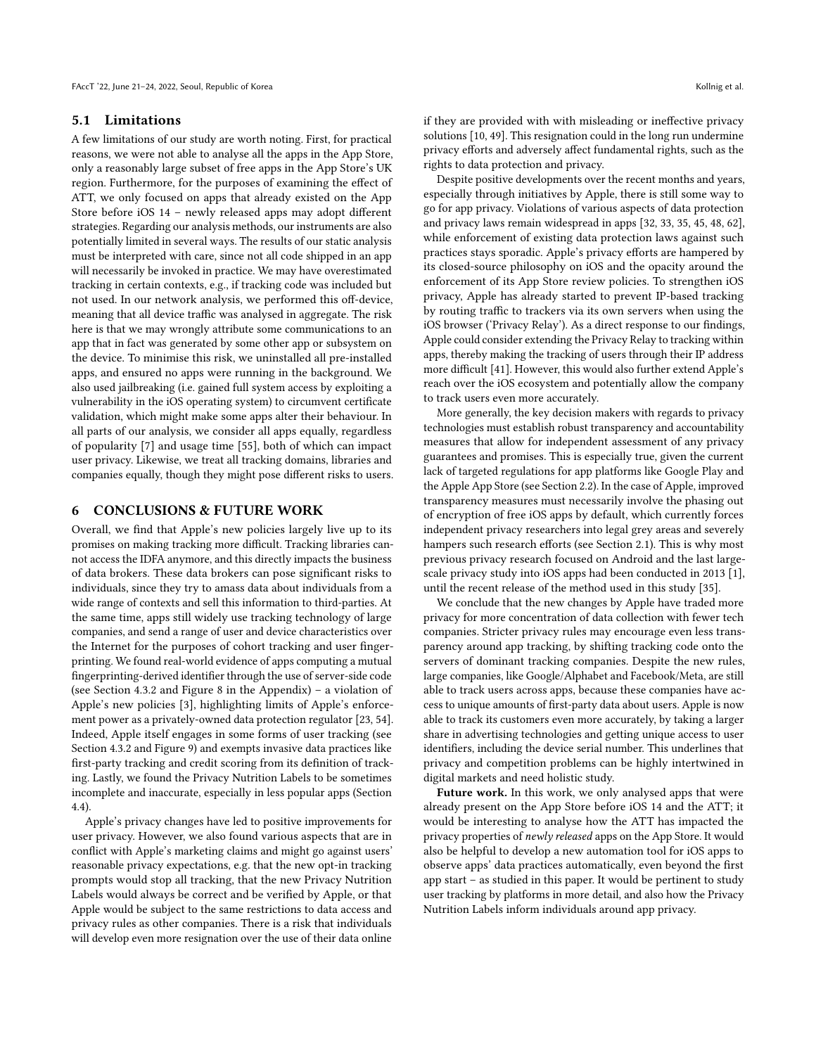### 5.1 Limitations

A few limitations of our study are worth noting. First, for practical reasons, we were not able to analyse all the apps in the App Store, only a reasonably large subset of free apps in the App Store's UK region. Furthermore, for the purposes of examining the effect of ATT, we only focused on apps that already existed on the App Store before iOS 14 – newly released apps may adopt different strategies. Regarding our analysis methods, our instruments are also potentially limited in several ways. The results of our static analysis must be interpreted with care, since not all code shipped in an app will necessarily be invoked in practice. We may have overestimated tracking in certain contexts, e.g., if tracking code was included but not used. In our network analysis, we performed this off-device, meaning that all device traffic was analysed in aggregate. The risk here is that we may wrongly attribute some communications to an app that in fact was generated by some other app or subsystem on the device. To minimise this risk, we uninstalled all pre-installed apps, and ensured no apps were running in the background. We also used jailbreaking (i.e. gained full system access by exploiting a vulnerability in the iOS operating system) to circumvent certificate validation, which might make some apps alter their behaviour. In all parts of our analysis, we consider all apps equally, regardless of popularity [7] and usage time [55], both of which can impact user privacy. Likewise, we treat all tracking domains, libraries and companies equally, though they might pose different risks to users.

## 6 CONCLUSIONS & FUTURE WORK

Overall, we find that Apple's new policies largely live up to its promises on making tracking more difficult. Tracking libraries cannot access the IDFA anymore, and this directly impacts the business of data brokers. These data brokers can pose significant risks to individuals, since they try to amass data about individuals from a wide range of contexts and sell this information to third-parties. At the same time, apps still widely use tracking technology of large companies, and send a range of user and device characteristics over the Internet for the purposes of cohort tracking and user fingerprinting. We found real-world evidence of apps computing a mutual fingerprinting-derived identifier through the use of server-side code (see Section 4.3.2 and Figure 8 in the Appendix) – a violation of Apple's new policies [3], highlighting limits of Apple's enforcement power as a privately-owned data protection regulator [23, 54]. Indeed, Apple itself engages in some forms of user tracking (see Section 4.3.2 and Figure 9) and exempts invasive data practices like first-party tracking and credit scoring from its definition of tracking. Lastly, we found the Privacy Nutrition Labels to be sometimes incomplete and inaccurate, especially in less popular apps (Section 4.4).

Apple's privacy changes have led to positive improvements for user privacy. However, we also found various aspects that are in conflict with Apple's marketing claims and might go against users' reasonable privacy expectations, e.g. that the new opt-in tracking prompts would stop all tracking, that the new Privacy Nutrition Labels would always be correct and be verified by Apple, or that Apple would be subject to the same restrictions to data access and privacy rules as other companies. There is a risk that individuals will develop even more resignation over the use of their data online if they are provided with with misleading or ineffective privacy solutions [10, 49]. This resignation could in the long run undermine privacy efforts and adversely affect fundamental rights, such as the rights to data protection and privacy.

Despite positive developments over the recent months and years, especially through initiatives by Apple, there is still some way to go for app privacy. Violations of various aspects of data protection and privacy laws remain widespread in apps [32, 33, 35, 45, 48, 62], while enforcement of existing data protection laws against such practices stays sporadic. Apple's privacy efforts are hampered by its closed-source philosophy on iOS and the opacity around the enforcement of its App Store review policies. To strengthen iOS privacy, Apple has already started to prevent IP-based tracking by routing traffic to trackers via its own servers when using the iOS browser ('Privacy Relay'). As a direct response to our findings, Apple could consider extending the Privacy Relay to tracking within apps, thereby making the tracking of users through their IP address more difficult [41]. However, this would also further extend Apple's reach over the iOS ecosystem and potentially allow the company to track users even more accurately.

More generally, the key decision makers with regards to privacy technologies must establish robust transparency and accountability measures that allow for independent assessment of any privacy guarantees and promises. This is especially true, given the current lack of targeted regulations for app platforms like Google Play and the Apple App Store (see Section 2.2). In the case of Apple, improved transparency measures must necessarily involve the phasing out of encryption of free iOS apps by default, which currently forces independent privacy researchers into legal grey areas and severely hampers such research efforts (see Section 2.1). This is why most previous privacy research focused on Android and the last large-scale privacy study into iOS apps had been conducted in 2013 [1], until the recent release of the method used in this study [35].

We conclude that the new changes by Apple have traded more privacy for more concentration of data collection with fewer tech companies. Stricter privacy rules may encourage even less transparency around app tracking, by shifting tracking code onto the servers of dominant tracking companies. Despite the new rules, large companies, like Google/Alphabet and Facebook/Meta, are still able to track users across apps, because these companies have access to unique amounts of first-party data about users. Apple is now able to track its customers even more accurately, by taking a larger share in advertising technologies and getting unique access to user identifiers, including the device serial number. This underlines that privacy and competition problems can be highly intertwined in digital markets and need holistic study.

**Future work.** In this work, we only analysed apps that were already present on the App Store before iOS 14 and the ATT; it would be interesting to analyse how the ATT has impacted the privacy properties of *newly released* apps on the App Store. It would also be helpful to develop a new automation tool for iOS apps to observe apps' data practices automatically, even beyond the first app start – as studied in this paper. It would be pertinent to study user tracking by platforms in more detail, and also how the Privacy Nutrition Labels inform individuals around app privacy.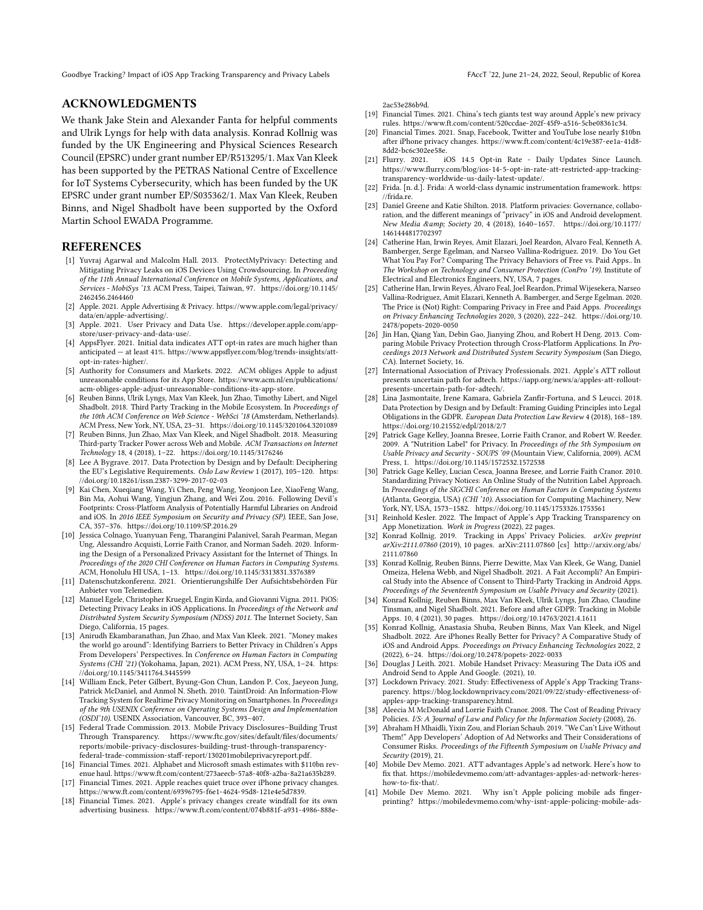## ACKNOWLEDGMENTS

We thank Jake Stein and Alexander Fanta for helpful comments and Ulrik Lyngs for help with data analysis. Konrad Kollnig was funded by the UK Engineering and Physical Sciences Research Council (EPSRC) under grant number EP/R513295/1. Max Van Kleek has been supported by the PETRAS National Centre of Excellence for IoT Systems Cybersecurity, which has been funded by the UK EPSRC under grant number EP/S035362/1. Max Van Kleek, Reuben Binns, and Nigel Shadbolt have been supported by the Oxford Martin School EWADA Programme.

## REFERENCES

[1] Yuvraj Agarwal and Malcolm Hall. 2013. ProtectMyPrivacy: Detecting and Mitigating Privacy Leaks on iOS Devices Using Crowdsourcing. In *Proceeding of the 11th Annual International Conference on Mobile Systems, Applications, and Services - MobiSys '13*. ACM Press, Taipei, Taiwan, 97. https://doi.org/10.1145/2462456.2464460

[2] Apple. 2021. Apple Advertising & Privacy. https://www.apple.com/legal/privacy/data/en/apple-advertising/.

[3] Apple. 2021. User Privacy and Data Use. https://developer.apple.com/app-store/user-privacy-and-data-use/.

[4] AppsFlyer. 2021. Initial data indicates ATT opt-in rates are much higher than anticipated — at least 41%. https://www.appsflyer.com/blog/trends-insights/att-opt-in-rates-higher/.

[5] Authority for Consumers and Markets. 2022. ACM obliges Apple to adjust unreasonable conditions for its App Store. https://www.acm.nl/en/publications/acm-obliges-apple-adjust-unreasonable-conditions-its-app-store.

[6] Reuben Binns, Ulrik Lyngs, Max Van Kleek, Jun Zhao, Timothy Libert, and Nigel Shadbolt. 2018. Third Party Tracking in the Mobile Ecosystem. In *Proceedings of the 10th ACM Conference on Web Science - WebSci '18* (Amsterdam, Netherlands). ACM Press, New York, NY, USA, 23–31. https://doi.org/10.1145/3201064.3201089

[7] Reuben Binns, Jun Zhao, Max Van Kleek, and Nigel Shadbolt. 2018. Measuring Third-party Tracker Power across Web and Mobile. *ACM Transactions on Internet Technology* 18, 4 (2018), 1–22. https://doi.org/10.1145/3176246

[8] Lee A Bygrave. 2017. Data Protection by Design and by Default: Deciphering the EU's Legislative Requirements. *Oslo Law Review* 1 (2017), 105–120. https://doi.org/10.18261/issn.2387-3299-2017-02-03

[9] Kai Chen, Xueqiang Wang, Yi Chen, Peng Wang, Yeonjoon Lee, XiaoFeng Wang, Bin Ma, Aohui Wang, Yingjun Zhang, and Wei Zou. 2016. Following Devil's Footprints: Cross-Platform Analysis of Potentially Harmful Libraries on Android and iOS. In *2016 IEEE Symposium on Security and Privacy (SP)*. IEEE, San Jose, CA, 357–376. https://doi.org/10.1109/SP.2016.29

[10] Jessica Colnago, Yuanyuan Feng, Tharangini Palanivel, Sarah Pearman, Megan Ung, Alessandro Acquisti, Lorrie Faith Cranor, and Norman Sadeh. 2020. Informing the Design of a Personalized Privacy Assistant for the Internet of Things. In *Proceedings of the 2020 CHI Conference on Human Factors in Computing Systems*. ACM, Honolulu HI USA, 1–13. https://doi.org/10.1145/3313831.3376389

[11] Datenschutzkonferenz. 2021. Orientierungshilfe Der Aufsichtsbehörden Für Anbieter von Telemedien.

[12] Manuel Egele, Christopher Kruegel, Engin Kirda, and Giovanni Vigna. 2011. PiOS: Detecting Privacy Leaks in iOS Applications. In *Proceedings of the Network and Distributed System Security Symposium (NDSS) 2011*. The Internet Society, San Diego, California, 15 pages.

[13] Anirudh Ekambaranathan, Jun Zhao, and Max Van Kleek. 2021. "Money makes the world go around": Identifying Barriers to Better Privacy in Children's Apps From Developers' Perspectives. In *Conference on Human Factors in Computing Systems (CHI '21)* (Yokohama, Japan, 2021). ACM Press, NY, USA, 1–24. https://doi.org/10.1145/3411764.3445599

[14] William Enck, Peter Gilbert, Byung-Gon Chun, Landon P. Cox, Jaeyeon Jung, Patrick McDaniel, and Anmol N. Sheth. 2010. TaintDroid: An Information-Flow Tracking System for Realtime Privacy Monitoring on Smartphones. In *Proceedings of the 9th USENIX Conference on Operating Systems Design and Implementation (OSDI'10)*. USENIX Association, Vancouver, BC, 393–407.

[15] Federal Trade Commission. 2013. Mobile Privacy Disclosures–Building Trust Through Transparency. https://www.ftc.gov/sites/default/files/documents/reports/mobile-privacy-disclosures-building-trust-through-transparency-federal-trade-commission-staff-report/130201mobileprivacyreport.pdf.

[16] Financial Times. 2021. Alphabet and Microsoft smash estimates with $110bn revenue haul. https://www.ft.com/content/273aeecb-57a8-40f8-a2ba-8a21a635b289.

[17] Financial Times. 2021. Apple reaches quiet truce over iPhone privacy changes. https://www.ft.com/content/69396795-f6e1-4624-95d8-121e4e5d7839.

[18] Financial Times. 2021. Apple's privacy changes create windfall for its own advertising business. https://www.ft.com/content/074b881f-a931-4986-888e-2ac53e286b9d.

[19] Financial Times. 2021. China's tech giants test way around Apple's new privacy rules. https://www.ft.com/content/520ccdae-202f-45f9-a516-5cbe08361c34.

[20] Financial Times. 2021. Snap, Facebook, Twitter and YouTube lose nearly $10bn after iPhone privacy changes. https://www.ft.com/content/4c19e387-ee1a-41d8-8dd2-bc6c302ee58e.

[21] Flurry. 2021. iOS 14.5 Opt-in Rate - Daily Updates Since Launch. https://www.flurry.com/blog/ios-14-5-opt-in-rate-att-restricted-app-tracking-transparency-worldwide-us-daily-latest-update/.

[22] Frida. [n. d.]. Frida: A world-class dynamic instrumentation framework. https://frida.re.

[23] Daniel Greene and Katie Shilton. 2018. Platform privacies: Governance, collaboration, and the different meanings of "privacy" in iOS and Android development. *New Media &amp; Society* 20, 4 (2018), 1640–1657. https://doi.org/10.1177/1461444817702397

[24] Catherine Han, Irwin Reyes, Amit Elazari, Joel Reardon, Alvaro Feal, Kenneth A. Bamberger, Serge Egelman, and Narseo Vallina-Rodriguez. 2019. Do You Get What You Pay For? Comparing The Privacy Behaviors of Free vs. Paid Apps.. In *The Workshop on Technology and Consumer Protection (ConPro '19)*. Institute of Electrical and Electronics Engineers, NY, USA, 7 pages.

[25] Catherine Han, Irwin Reyes, Álvaro Feal, Joel Reardon, Primal Wijesekera, Narseo Vallina-Rodriguez, Amit Elazari, Kenneth A. Bamberger, and Serge Egelman. 2020. The Price is (Not) Right: Comparing Privacy in Free and Paid Apps. *Proceedings on Privacy Enhancing Technologies* 2020, 3 (2020), 222–242. https://doi.org/10.2478/popets-2020-0050

[26] Jin Han, Qiang Yan, Debin Gao, Jianying Zhou, and Robert H Deng. 2013. Comparing Mobile Privacy Protection through Cross-Platform Applications. In *Proceedings 2013 Network and Distributed System Security Symposium* (San Diego, CA). Internet Society, 16.

[27] International Association of Privacy Professionals. 2021. Apple's ATT rollout presents uncertain path for adtech. https://iapp.org/news/a/apples-att-rollout-presents-uncertain-path-for-adtech/.

[28] Lina Jasmontaite, Irene Kamara, Gabriela Zanfir-Fortuna, and S Leucci. 2018. Data Protection by Design and by Default: Framing Guiding Principles into Legal Obligations in the GDPR. *European Data Protection Law Review* 4 (2018), 168–189. https://doi.org/10.21552/edpl/2018/2/7

[29] Patrick Gage Kelley, Joanna Bresee, Lorrie Faith Cranor, and Robert W. Reeder. 2009. A "Nutrition Label" for Privacy. In *Proceedings of the 5th Symposium on Usable Privacy and Security - SOUPS '09* (Mountain View, California, 2009). ACM Press, 1. https://doi.org/10.1145/1572532.1572538

[30] Patrick Gage Kelley, Lucian Cesca, Joanna Bresee, and Lorrie Faith Cranor. 2010. Standardizing Privacy Notices: An Online Study of the Nutrition Label Approach. In *Proceedings of the SIGCHI Conference on Human Factors in Computing Systems* (Atlanta, Georgia, USA) *(CHI '10)*. Association for Computing Machinery, New York, NY, USA, 1573–1582. https://doi.org/10.1145/1753326.1753561

[31] Reinhold Kesler. 2022. The Impact of Apple's App Tracking Transparency on App Monetization. *Work in Progress* (2022), 22 pages.

[32] Konrad Kollnig. 2019. Tracking in Apps' Privacy Policies. *arXiv preprint arXiv:2111.07860* (2019), 10 pages. arXiv:2111.07860 [cs] http://arxiv.org/abs/2111.07860

[33] Konrad Kollnig, Reuben Binns, Pierre Dewitte, Max Van Kleek, Ge Wang, Daniel Omeiza, Helena Webb, and Nigel Shadbolt. 2021. A Fait Accompli? An Empirical Study into the Absence of Consent to Third-Party Tracking in Android Apps. *Proceedings of the Seventeenth Symposium on Usable Privacy and Security* (2021).

[34] Konrad Kollnig, Reuben Binns, Max Van Kleek, Ulrik Lyngs, Jun Zhao, Claudine Tinsman, and Nigel Shadbolt. 2021. Before and after GDPR: Tracking in Mobile Apps. 10, 4 (2021), 30 pages. https://doi.org/10.14763/2021.4.1611

[35] Konrad Kollnig, Anastasia Shuba, Reuben Binns, Max Van Kleek, and Nigel Shadbolt. 2022. Are iPhones Really Better for Privacy? A Comparative Study of iOS and Android Apps. *Proceedings on Privacy Enhancing Technologies* 2022, 2 (2022), 6–24. https://doi.org/10.2478/popets-2022-0033

[36] Douglas J Leith. 2021. Mobile Handset Privacy: Measuring The Data iOS and Android Send to Apple And Google. (2021), 10.

[37] Lockdown Privacy. 2021. Study: Effectiveness of Apple's App Tracking Transparency. https://blog.lockdownprivacy.com/2021/09/22/study-effectiveness-of-apples-app-tracking-transparency.html.

[38] Aleecia M McDonald and Lorrie Faith Cranor. 2008. The Cost of Reading Privacy Policies. *I/S: A Journal of Law and Policy for the Information Society* (2008), 26.

[39] Abraham H Mhaidli, Yixin Zou, and Florian Schaub. 2019. "We Can't Live Without Them!" App Developers' Adoption of Ad Networks and Their Considerations of Consumer Risks. *Proceedings of the Fifteenth Symposium on Usable Privacy and Security* (2019), 21.

[40] Mobile Dev Memo. 2021. ATT advantages Apple's ad network. Here's how to fix that. https://mobiledevmemo.com/att-advantages-apples-ad-network-heres-how-to-fix-that/.

[41] Mobile Dev Memo. 2021. Why isn't Apple policing mobile ads fingerprinting? https://mobiledevmemo.com/why-isnt-apple-policing-mobile-ads-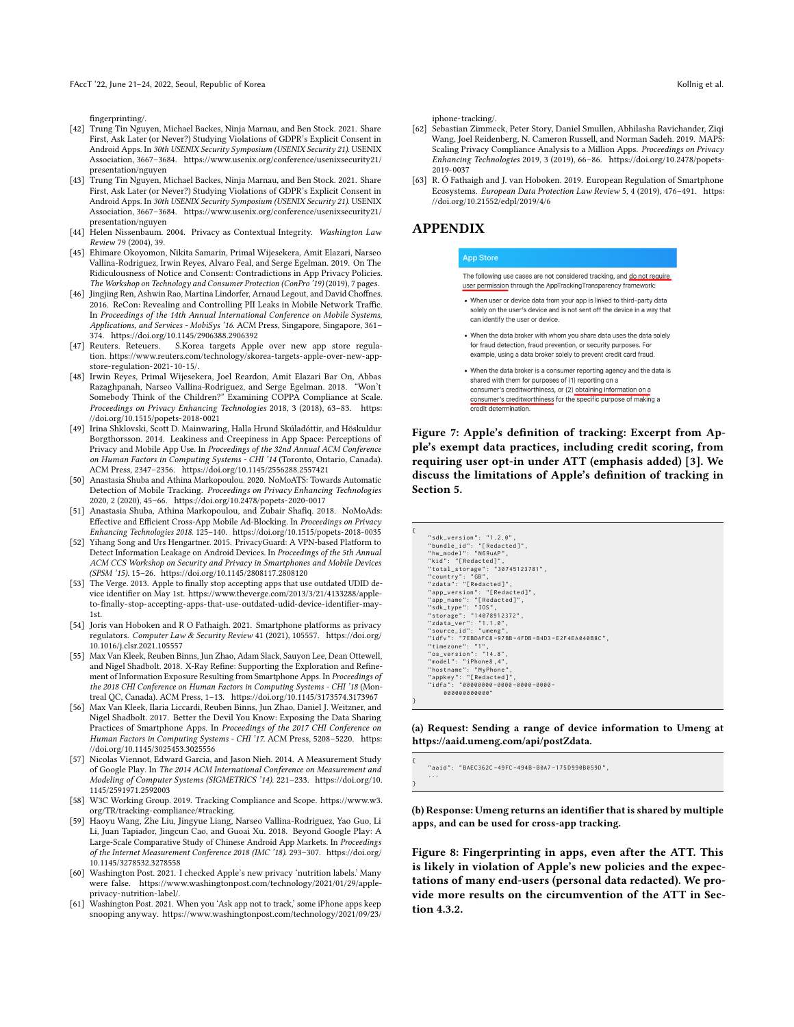fingerprinting/.

[42] Trung Tin Nguyen, Michael Backes, Ninja Marnau, and Ben Stock. 2021. Share First, Ask Later (or Never?) Studying Violations of GDPR's Explicit Consent in Android Apps. In *30th USENIX Security Symposium (USENIX Security 21)*. USENIX Association, 3667–3684. https://www.usenix.org/conference/usenixsecurity21/presentation/nguyen

[43] Trung Tin Nguyen, Michael Backes, Ninja Marnau, and Ben Stock. 2021. Share First, Ask Later (or Never?) Studying Violations of GDPR's Explicit Consent in Android Apps. In *30th USENIX Security Symposium (USENIX Security 21)*. USENIX Association, 3667–3684. https://www.usenix.org/conference/usenixsecurity21/presentation/nguyen

[44] Helen Nissenbaum. 2004. Privacy as Contextual Integrity. *Washington Law Review* 79 (2004), 39.

[45] Ehimare Okoyomon, Nikita Samarin, Primal Wijesekera, Amit Elazari, Narseo Vallina-Rodriguez, Irwin Reyes, Alvaro Feal, and Serge Egelman. 2019. On The Ridiculousness of Notice and Consent: Contradictions in App Privacy Policies. *The Workshop on Technology and Consumer Protection (ConPro '19)* (2019), 7 pages.

[46] Jingjing Ren, Ashwin Rao, Martina Lindorfer, Arnaud Legout, and David Choffnes. 2016. ReCon: Revealing and Controlling PII Leaks in Mobile Network Traffic. In *Proceedings of the 14th Annual International Conference on Mobile Systems, Applications, and Services - MobiSys '16*. ACM Press, Singapore, Singapore, 361–374. https://doi.org/10.1145/2906388.2906392

[47] Reuters. Reteuers. S.Korea targets Apple over new app store regulation. https://www.reuters.com/technology/skorea-targets-apple-over-new-app-store-regulation-2021-10-15/.

[48] Irwin Reyes, Primal Wijesekera, Joel Reardon, Amit Elazari Bar On, Abbas Razaghpanah, Narseo Vallina-Rodriguez, and Serge Egelman. 2018. "Won't Somebody Think of the Children?" Examining COPPA Compliance at Scale. *Proceedings on Privacy Enhancing Technologies* 2018, 3 (2018), 63–83. https://doi.org/10.1515/popets-2018-0021

[49] Irina Shklovski, Scott D. Mainwaring, Halla Hrund Skúladóttir, and Höskuldur Borgthorsson. 2014. Leakiness and Creepiness in App Space: Perceptions of Privacy and Mobile App Use. In *Proceedings of the 32nd Annual ACM Conference on Human Factors in Computing Systems - CHI '14* (Toronto, Ontario, Canada). ACM Press, 2347–2356. https://doi.org/10.1145/2556288.2557421

[50] Anastasia Shuba and Athina Markopoulou. 2020. NoMoATS: Towards Automatic Detection of Mobile Tracking. *Proceedings on Privacy Enhancing Technologies* 2020, 2 (2020), 45–66. https://doi.org/10.2478/popets-2020-0017

[51] Anastasia Shuba, Athina Markopoulou, and Zubair Shafiq. 2018. NoMoAds: Effective and Efficient Cross-App Mobile Ad-Blocking. In *Proceedings on Privacy Enhancing Technologies 2018*. 125–140. https://doi.org/10.1515/popets-2018-0035

[52] Yihang Song and Urs Hengartner. 2015. PrivacyGuard: A VPN-based Platform to Detect Information Leakage on Android Devices. In *Proceedings of the 5th Annual ACM CCS Workshop on Security and Privacy in Smartphones and Mobile Devices (SPSM '15)*. 15–26. https://doi.org/10.1145/2808117.2808120

[53] The Verge. 2013. Apple to finally stop accepting apps that use outdated UDID device identifier on May 1st. https://www.theverge.com/2013/3/21/4133288/apple-to-finally-stop-accepting-apps-that-use-outdated-udid-device-identifier-may-1st.

[54] Joris van Hoboken and R O Fathaigh. 2021. Smartphone platforms as privacy regulators. *Computer Law & Security Review* 41 (2021), 105557. https://doi.org/10.1016/j.clsr.2021.105557

[55] Max Van Kleek, Reuben Binns, Jun Zhao, Adam Slack, Sauyon Lee, Dean Ottewell, and Nigel Shadbolt. 2018. X-Ray Refine: Supporting the Exploration and Refinement of Information Exposure Resulting from Smartphone Apps. In *Proceedings of the 2018 CHI Conference on Human Factors in Computing Systems - CHI '18* (Montreal QC, Canada). ACM Press, 1–13. https://doi.org/10.1145/3173574.3173967

[56] Max Van Kleek, Ilaria Liccardi, Reuben Binns, Jun Zhao, Daniel J. Weitzner, and Nigel Shadbolt. 2017. Better the Devil You Know: Exposing the Data Sharing Practices of Smartphone Apps. In *Proceedings of the 2017 CHI Conference on Human Factors in Computing Systems - CHI '17*. ACM Press, 5208–5220. https://doi.org/10.1145/3025453.3025556

[57] Nicolas Viennot, Edward Garcia, and Jason Nieh. 2014. A Measurement Study of Google Play. In *The 2014 ACM International Conference on Measurement and Modeling of Computer Systems (SIGMETRICS '14)*. 221–233. https://doi.org/10.1145/2591971.2592003

[58] W3C Working Group. 2019. Tracking Compliance and Scope. https://www.w3.org/TR/tracking-compliance/#tracking.

[59] Haoyu Wang, Zhe Liu, Jingyue Liang, Narseo Vallina-Rodriguez, Yao Guo, Li Li, Juan Tapiador, Jingcun Cao, and Guoai Xu. 2018. Beyond Google Play: A Large-Scale Comparative Study of Chinese Android App Markets. In *Proceedings of the Internet Measurement Conference 2018 (IMC '18)*. 293–307. https://doi.org/10.1145/3278532.3278558

[60] Washington Post. 2021. I checked Apple's new privacy 'nutrition labels.' Many were false. https://www.washingtonpost.com/technology/2021/01/29/apple-privacy-nutrition-label/.

[61] Washington Post. 2021. When you 'Ask app not to track,' some iPhone apps keep snooping anyway. https://www.washingtonpost.com/technology/2021/09/23/iphone-tracking/.

[62] Sebastian Zimmeck, Peter Story, Daniel Smullen, Abhilasha Ravichander, Ziqi Wang, Joel Reidenberg, N. Cameron Russell, and Norman Sadeh. 2019. MAPS: Scaling Privacy Compliance Analysis to a Million Apps. *Proceedings on Privacy Enhancing Technologies* 2019, 3 (2019), 66–86. https://doi.org/10.2478/popets-2019-0037

[63] R. Ó Fathaigh and J. van Hoboken. 2019. European Regulation of Smartphone Ecosystems. *European Data Protection Law Review* 5, 4 (2019), 476–491. https://doi.org/10.21552/edpl/2019/4/6

# APPENDIX

**App Store**

The following use cases are not considered tracking, and do not require user permission through the AppTrackingTransparency framework:

- When user or device data from your app is linked to third-party data solely on the user's device and is not sent off the device in a way that can identify the user or device.
- When the data broker with whom you share data uses the data solely for fraud detection, fraud prevention, or security purposes. For example, using a data broker solely to prevent credit card fraud.
- When the data broker is a consumer reporting agency and the data is shared with them for purposes of (1) reporting on a consumer's creditworthiness, or (2) obtaining information on a consumer's creditworthiness for the specific purpose of making a credit determination.

**Figure 7: Apple's definition of tracking: Excerpt from Apple's exempt data practices, including credit scoring, from requiring user opt-in under ATT (emphasis added) [3]. We discuss the limitations of Apple's definition of tracking in Section 5.**

```
{
    "sdk_version": "1.2.0",
    "bundle_id": "[Redacted]",
    "hw_model": "N69uAP",
    "kid": "[Redacted]",
    "total_storage": "30745123781",
    "country": "GB",
    "zdata": "[Redacted]",
    "app_version": "[Redacted]",
    "app_name": "[Redacted]",
    "sdk_type": "IOS",
    "storage": "14078912372",
    "zdata_ver": "1.1.0",
    "source_id": "umeng",
    "idfv": "7EBDAFC8-97BB-4FDB-B4D3-E2F4EA040B8C",
    "timezone": "1",
    "os_version": "14.8",
    "model": "iPhone8,4",
    "hostname": "MyPhone",
    "appkey": "[Redacted]",
    "idfa": "00000000-0000-0000-0000-
        000000000000"
}
```

**(a) Request: Sending a range of device information to Umeng at https://aaid.umeng.com/api/postZdata.**

```
{
    "aaid": "BAEC362C-49FC-494B-B0A7-175D990B059D",
    ...
}
```

**(b) Response: Umeng returns an identifier that is shared by multiple apps, and can be used for cross-app tracking.**

**Figure 8: Fingerprinting in apps, even after the ATT. This is likely in violation of Apple's new policies and the expectations of many end-users (personal data redacted). We provide more results on the circumvention of the ATT in Section 4.3.2.**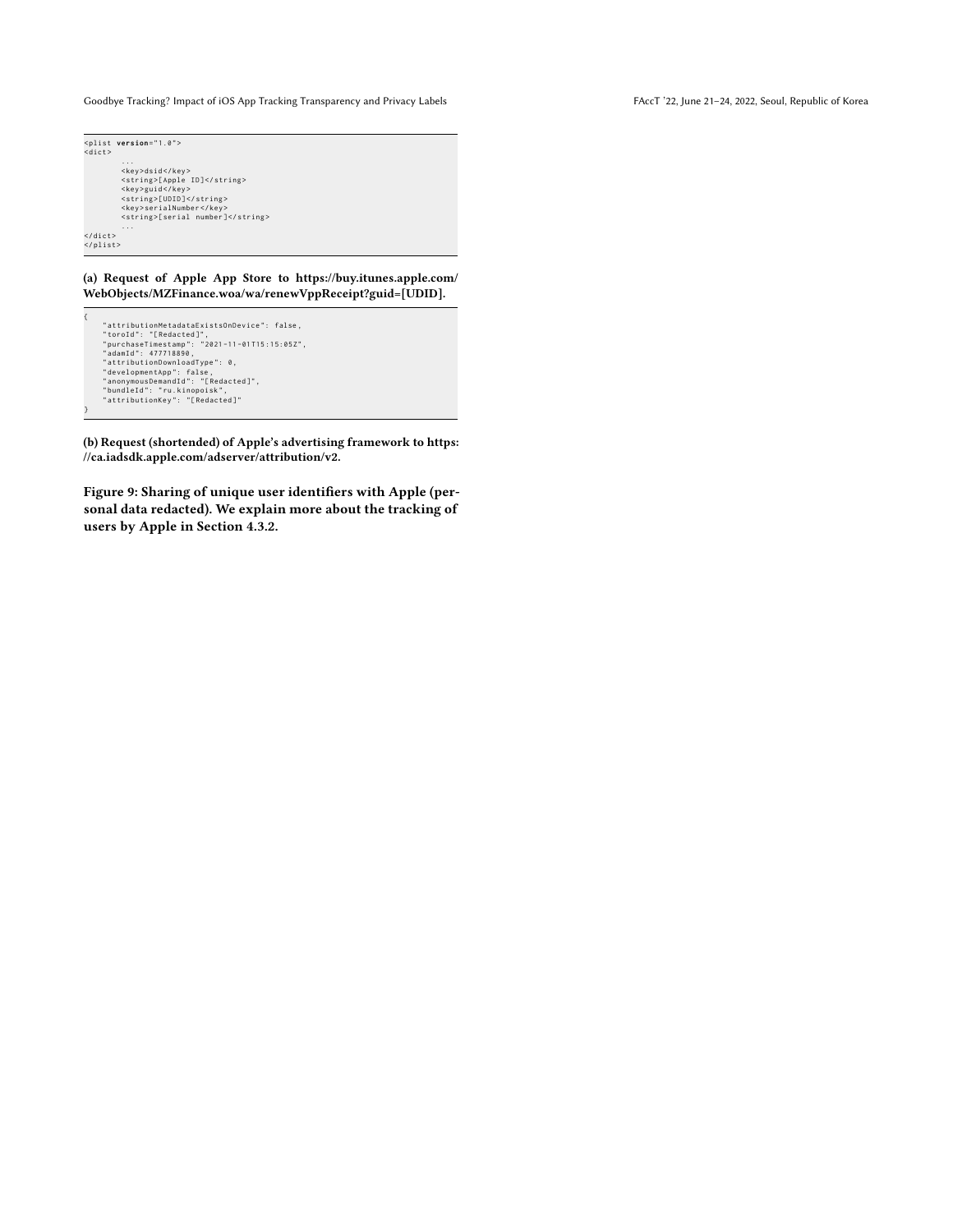```
<plist version="1.0">
<dict>
	...
	<key>dsid</key>
	<string>[Apple ID]</string>
	<key>guid</key>
	<string>[UDID]</string>
	<key>serialNumber</key>
	<string>[serial number]</string>
	...
</dict>
</plist>
```

**(a) Request of Apple App Store to https://buy.itunes.apple.com/WebObjects/MZFinance.woa/wa/renewVppReceipt?guid=[UDID].**

```
{
    "attributionMetadataExistsOnDevice": false,
    "toroId": "[Redacted]",
    "purchaseTimestamp": "2021-11-01T15:15:05Z",
    "adamId": 477718890,
    "attributionDownloadType": 0,
    "developmentApp": false,
    "anonymousDemandId": "[Redacted]",
    "bundleId": "ru.kinopoisk",
    "attributionKey": "[Redacted]"
}
```

**(b) Request (shortended) of Apple's advertising framework to https://ca.iadsdk.apple.com/adserver/attribution/v2.**

**Figure 9: Sharing of unique user identifiers with Apple (personal data redacted). We explain more about the tracking of users by Apple in Section 4.3.2.**